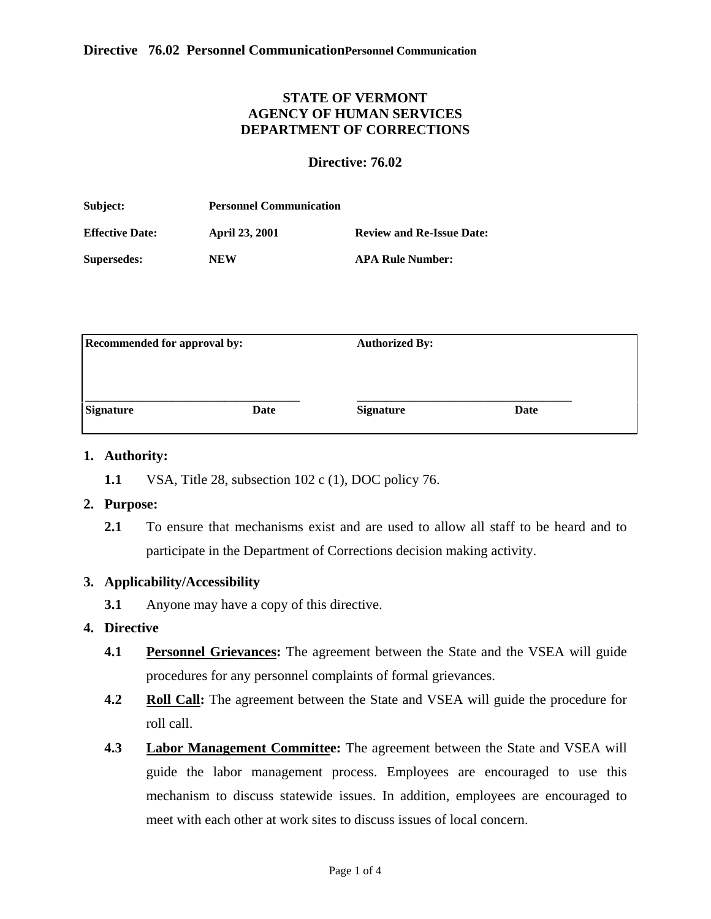**STATE OF VERMONT**
**AGENCY OF HUMAN SERVICES**
**DEPARTMENT OF CORRECTIONS**

**Directive: 76.02**

| | | | |
|---|---|---|---|
| **Subject:** | **Personnel Communication** | | |
| **Effective Date:** | **April 23, 2001** | **Review and Re-Issue Date:** | |
| **Supersedes:** | **NEW** | **APA Rule Number:** | |

| **Recommended for approval by:** | | **Authorized By:** | |
|---|---|---|---|
| | | | |
| **Signature** | **Date** | **Signature** | **Date** |

1. **Authority:**
   - **1.1** VSA, Title 28, subsection 102 c (1), DOC policy 76.

2. **Purpose:**
   - **2.1** To ensure that mechanisms exist and are used to allow all staff to be heard and to participate in the Department of Corrections decision making activity.

3. **Applicability/Accessibility**
   - **3.1** Anyone may have a copy of this directive.

4. **Directive**
   - **4.1** **Personnel Grievances:** The agreement between the State and the VSEA will guide procedures for any personnel complaints of formal grievances.
   - **4.2** **Roll Call:** The agreement between the State and VSEA will guide the procedure for roll call.
   - **4.3** **Labor Management Committee:** The agreement between the State and VSEA will guide the labor management process. Employees are encouraged to use this mechanism to discuss statewide issues. In addition, employees are encouraged to meet with each other at work sites to discuss issues of local concern.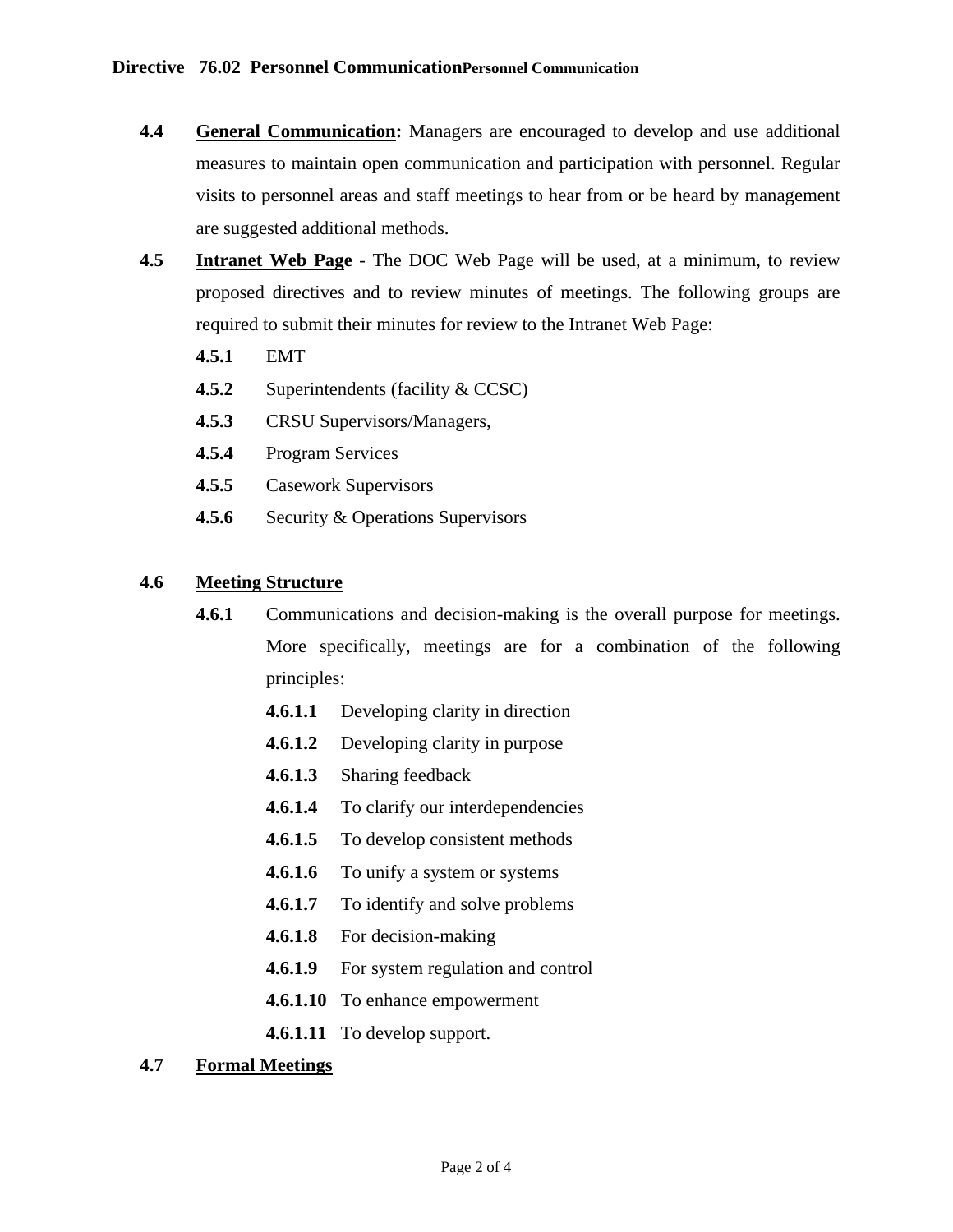**4.4 General Communication:** Managers are encouraged to develop and use additional measures to maintain open communication and participation with personnel. Regular visits to personnel areas and staff meetings to hear from or be heard by management are suggested additional methods.

**4.5 Intranet Web Page** - The DOC Web Page will be used, at a minimum, to review proposed directives and to review minutes of meetings. The following groups are required to submit their minutes for review to the Intranet Web Page:

- **4.5.1** EMT
- **4.5.2** Superintendents (facility & CCSC)
- **4.5.3** CRSU Supervisors/Managers,
- **4.5.4** Program Services
- **4.5.5** Casework Supervisors
- **4.5.6** Security & Operations Supervisors

**4.6 Meeting Structure**

**4.6.1** Communications and decision-making is the overall purpose for meetings. More specifically, meetings are for a combination of the following principles:

- **4.6.1.1** Developing clarity in direction
- **4.6.1.2** Developing clarity in purpose
- **4.6.1.3** Sharing feedback
- **4.6.1.4** To clarify our interdependencies
- **4.6.1.5** To develop consistent methods
- **4.6.1.6** To unify a system or systems
- **4.6.1.7** To identify and solve problems
- **4.6.1.8** For decision-making
- **4.6.1.9** For system regulation and control
- **4.6.1.10** To enhance empowerment
- **4.6.1.11** To develop support.

**4.7 Formal Meetings**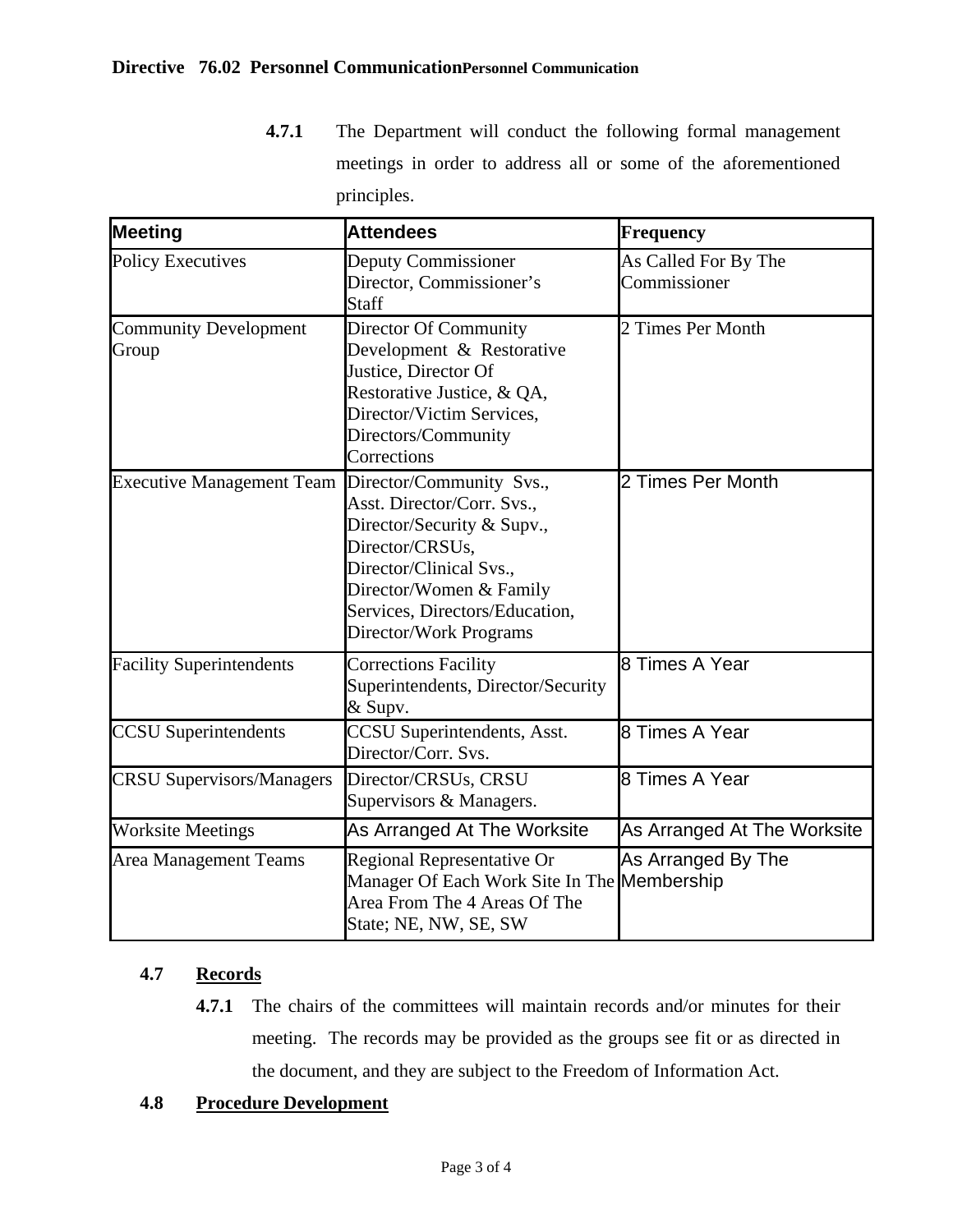**4.7.1** The Department will conduct the following formal management meetings in order to address all or some of the aforementioned principles.

| Meeting | Attendees | Frequency |
| --- | --- | --- |
| Policy Executives | Deputy Commissioner Director, Commissioner's Staff | As Called For By The Commissioner |
| Community Development Group | Director Of Community Development & Restorative Justice, Director Of Restorative Justice, & QA, Director/Victim Services, Directors/Community Corrections | 2 Times Per Month |
| Executive Management Team | Director/Community Svs., Asst. Director/Corr. Svs., Director/Security & Supv., Director/CRSUs, Director/Clinical Svs., Director/Women & Family Services, Directors/Education, Director/Work Programs | 2 Times Per Month |
| Facility Superintendents | Corrections Facility Superintendents, Director/Security & Supv. | 8 Times A Year |
| CCSU Superintendents | CCSU Superintendents, Asst. Director/Corr. Svs. | 8 Times A Year |
| CRSU Supervisors/Managers | Director/CRSUs, CRSU Supervisors & Managers. | 8 Times A Year |
| Worksite Meetings | As Arranged At The Worksite | As Arranged At The Worksite |
| Area Management Teams | Regional Representative Or Manager Of Each Work Site In The Area From The 4 Areas Of The State; NE, NW, SE, SW | As Arranged By The Membership |

## 4.7 Records

**4.7.1** The chairs of the committees will maintain records and/or minutes for their meeting. The records may be provided as the groups see fit or as directed in the document, and they are subject to the Freedom of Information Act.

## 4.8 Procedure Development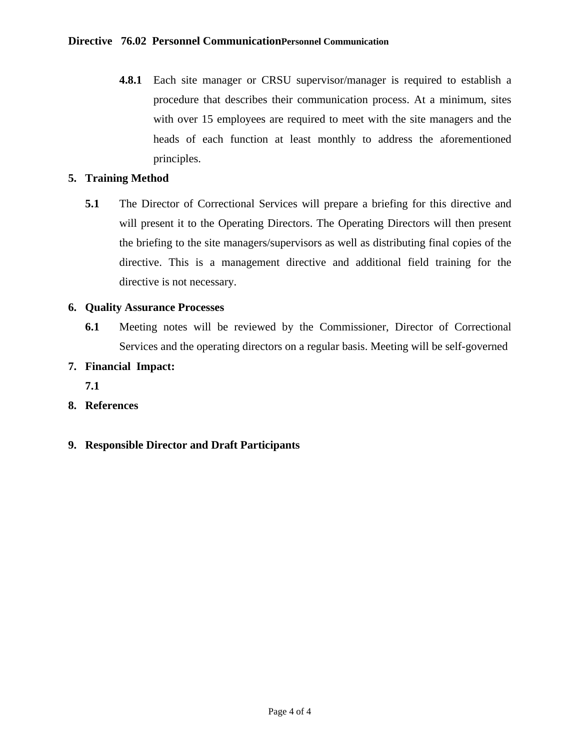**4.8.1** Each site manager or CRSU supervisor/manager is required to establish a procedure that describes their communication process. At a minimum, sites with over 15 employees are required to meet with the site managers and the heads of each function at least monthly to address the aforementioned principles.

## 5. Training Method

**5.1** The Director of Correctional Services will prepare a briefing for this directive and will present it to the Operating Directors. The Operating Directors will then present the briefing to the site managers/supervisors as well as distributing final copies of the directive. This is a management directive and additional field training for the directive is not necessary.

## 6. Quality Assurance Processes

**6.1** Meeting notes will be reviewed by the Commissioner, Director of Correctional Services and the operating directors on a regular basis. Meeting will be self-governed

## 7. Financial Impact:

**7.1**

## 8. References

## 9. Responsible Director and Draft Participants